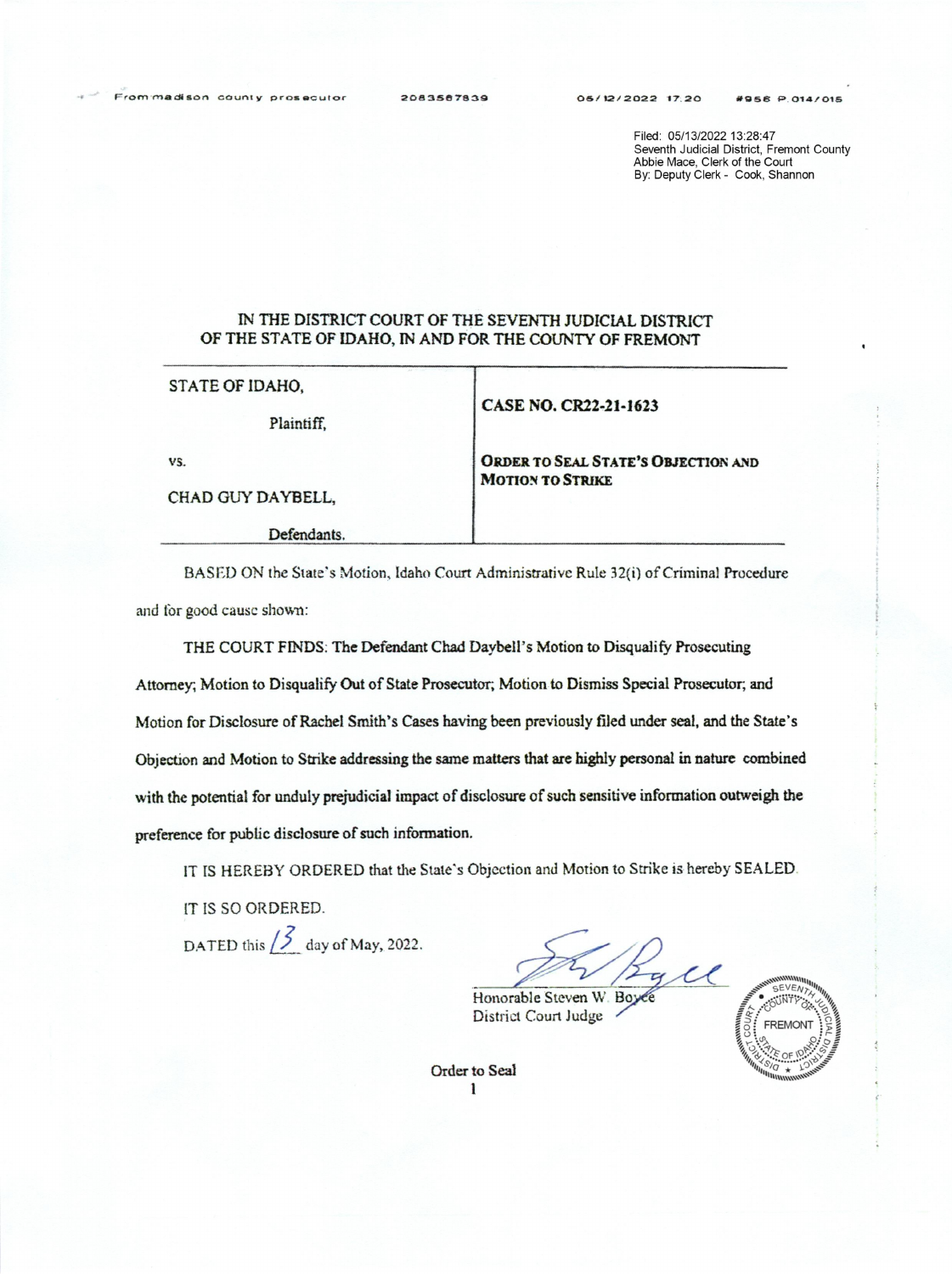From madison county prosecutor 2083587839 05/12/2022 17:20 #956 P.014/015

Filed: 05/13/2022 13:28:47
Seventh Judicial District, Fremont County
Abbie Mace, Clerk of the Court
By: Deputy Clerk - Cook, Shannon

IN THE DISTRICT COURT OF THE SEVENTH JUDICIAL DISTRICT
OF THE STATE OF IDAHO, IN AND FOR THE COUNTY OF FREMONT

| | |
|---|---|
| STATE OF IDAHO,<br><br>Plaintiff,<br><br>vs.<br><br>CHAD GUY DAYBELL,<br><br>Defendants. | **CASE NO. CR22-21-1623**<br><br>**ORDER TO SEAL STATE'S OBJECTION AND MOTION TO STRIKE** |

BASED ON the State's Motion, Idaho Court Administrative Rule 32(i) of Criminal Procedure and for good cause shown:

THE COURT FINDS: The Defendant Chad Daybell's Motion to Disqualify Prosecuting Attorney; Motion to Disqualify Out of State Prosecutor; Motion to Dismiss Special Prosecutor; and Motion for Disclosure of Rachel Smith's Cases having been previously filed under seal, and the State's Objection and Motion to Strike addressing the same matters that are highly personal in nature combined with the potential for unduly prejudicial impact of disclosure of such sensitive information outweigh the preference for public disclosure of such information.

IT IS HEREBY ORDERED that the State's Objection and Motion to Strike is hereby SEALED.

IT IS SO ORDERED.

DATED this 13 day of May, 2022.

Honorable Steven W. Boyce
District Court Judge

Order to Seal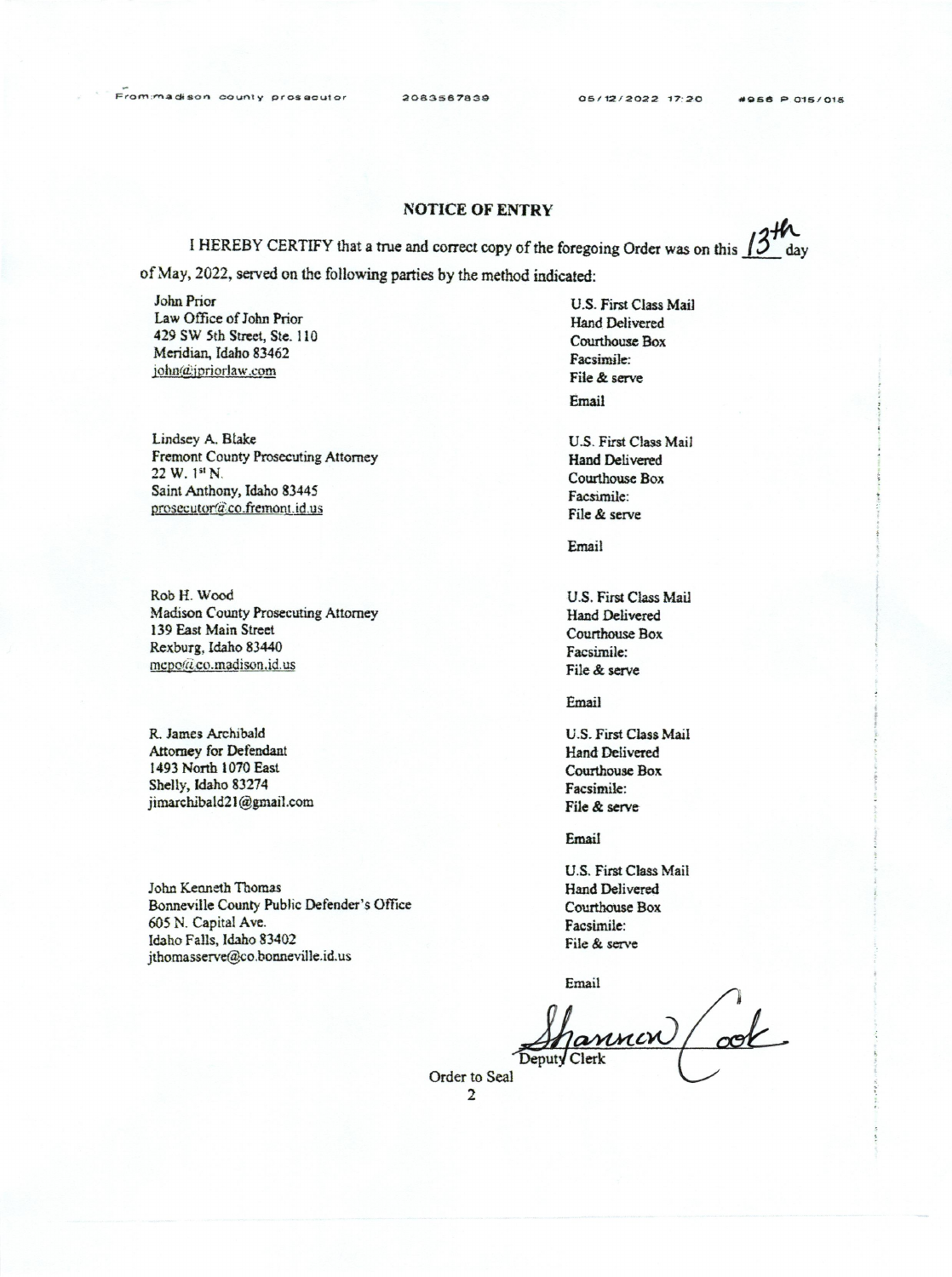## NOTICE OF ENTRY

I HEREBY CERTIFY that a true and correct copy of the foregoing Order was on this 13th day of May, 2022, served on the following parties by the method indicated:

| | |
|---|---|
| John Prior<br>Law Office of John Prior<br>429 SW 5th Street, Ste. 110<br>Meridian, Idaho 83462<br>john@jpriorlaw.com | U.S. First Class Mail<br>Hand Delivered<br>Courthouse Box<br>Facsimile:<br>File & serve<br>Email |
| Lindsey A. Blake<br>Fremont County Prosecuting Attorney<br>22 W. 1st N.<br>Saint Anthony, Idaho 83445<br>prosecutor@co.fremont.id.us | U.S. First Class Mail<br>Hand Delivered<br>Courthouse Box<br>Facsimile:<br>File & serve<br>Email |
| Rob H. Wood<br>Madison County Prosecuting Attorney<br>139 East Main Street<br>Rexburg, Idaho 83440<br>mcpo@co.madison.id.us | U.S. First Class Mail<br>Hand Delivered<br>Courthouse Box<br>Facsimile:<br>File & serve<br>Email |
| R. James Archibald<br>Attorney for Defendant<br>1493 North 1070 East<br>Shelly, Idaho 83274<br>jimarchibald21@gmail.com | U.S. First Class Mail<br>Hand Delivered<br>Courthouse Box<br>Facsimile:<br>File & serve<br>Email |
| John Kenneth Thomas<br>Bonneville County Public Defender's Office<br>605 N. Capital Ave.<br>Idaho Falls, Idaho 83402<br>jthomasserve@co.bonneville.id.us | U.S. First Class Mail<br>Hand Delivered<br>Courthouse Box<br>Facsimile:<br>File & serve<br>Email |

Shannon Cook
Deputy Clerk

Order to Seal